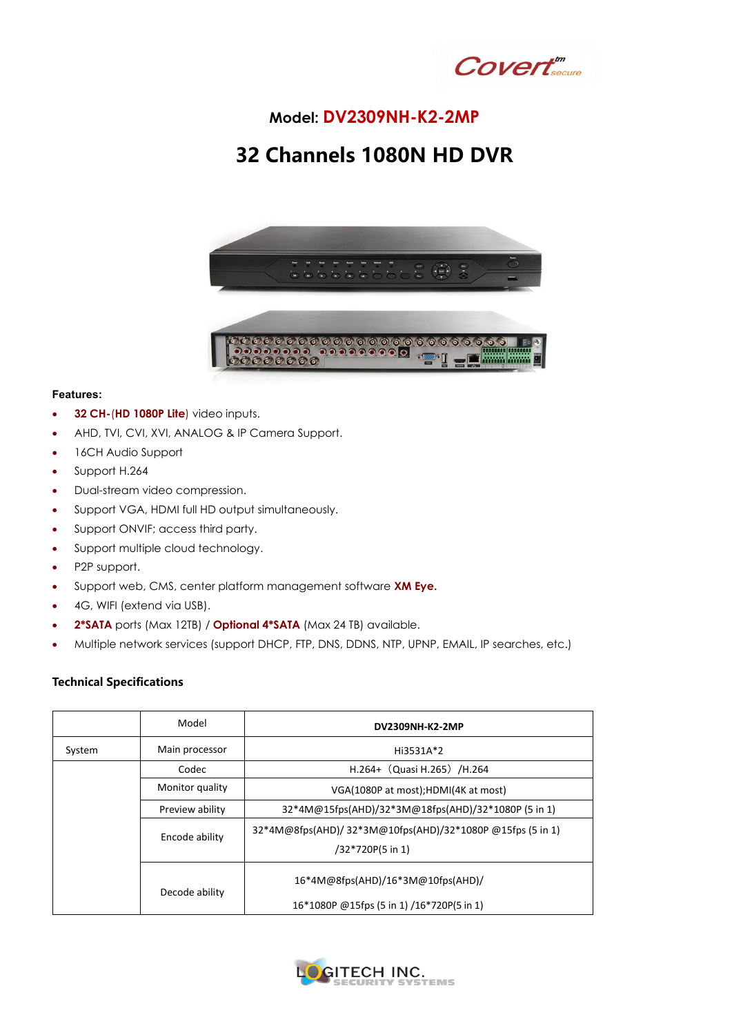Covert secure

**Model: DV2309NH-K2-2MP**

# 32 Channels 1080N HD DVR

**Features:**

- **32 CH-**(**HD 1080P Lite**) video inputs.
- AHD, TVI, CVI, XVI, ANALOG & IP Camera Support.
- 16CH Audio Support
- Support H.264
- Dual-stream video compression.
- Support VGA, HDMI full HD output simultaneously.
- Support ONVIF; access third party.
- Support multiple cloud technology.
- P2P support.
- Support web, CMS, center platform management software **XM Eye.**
- 4G, WIFI (extend via USB).
- **2*SATA** ports (Max 12TB) / **Optional 4*SATA** (Max 24 TB) available.
- Multiple network services (support DHCP, FTP, DNS, DDNS, NTP, UPNP, EMAIL, IP searches, etc.)

**Technical Specifications**

| | Model | **DV2309NH-K2-2MP** |
|---|---|---|
| System | Main processor | Hi3531A*2 |
| | Codec | H.264+（Quasi H.265）/H.264 |
| | Monitor quality | VGA(1080P at most);HDMI(4K at most) |
| | Preview ability | 32*4M@15fps(AHD)/32*3M@18fps(AHD)/32*1080P (5 in 1) |
| | Encode ability | 32*4M@8fps(AHD)/ 32*3M@10fps(AHD)/32*1080P @15fps (5 in 1) /32*720P(5 in 1) |
| | Decode ability | 16*4M@8fps(AHD)/16*3M@10fps(AHD)/ 16*1080P @15fps (5 in 1) /16*720P(5 in 1) |

LOGITECH INC. SECURITY SYSTEMS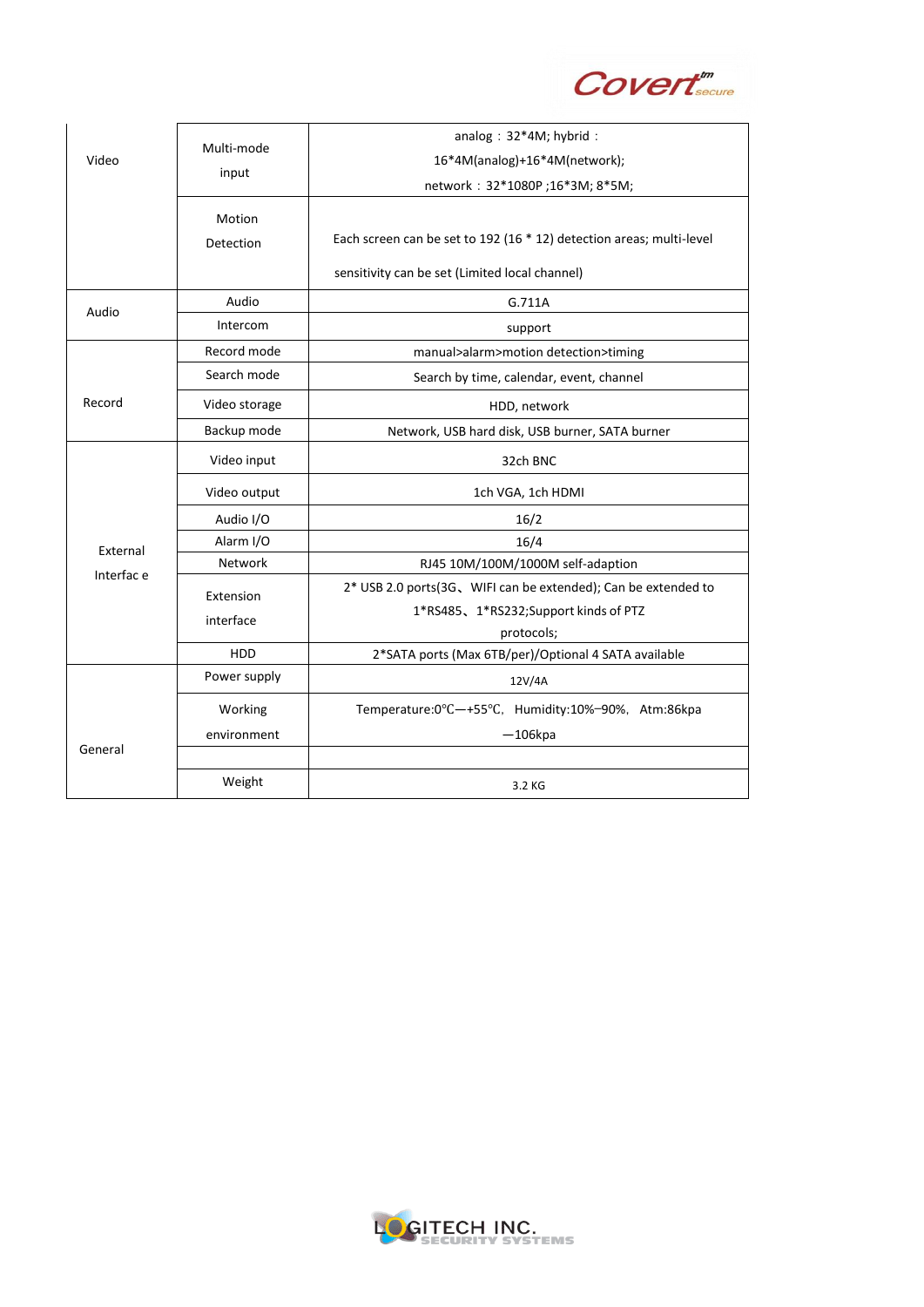| | | |
|---|---|---|
| Video | Multi-mode input | analog：32*4M; hybrid：16*4M(analog)+16*4M(network); network：32*1080P ;16*3M; 8*5M; |
| | Motion Detection | Each screen can be set to 192 (16 * 12) detection areas; multi-level sensitivity can be set (Limited local channel) |
| Audio | Audio | G.711A |
| | Intercom | support |
| Record | Record mode | manual>alarm>motion detection>timing |
| | Search mode | Search by time, calendar, event, channel |
| | Video storage | HDD, network |
| | Backup mode | Network, USB hard disk, USB burner, SATA burner |
| External Interfac e | Video input | 32ch BNC |
| | Video output | 1ch VGA, 1ch HDMI |
| | Audio I/O | 16/2 |
| | Alarm I/O | 16/4 |
| | Network | RJ45 10M/100M/1000M self-adaption |
| | Extension interface | 2* USB 2.0 ports(3G、WIFI can be extended); Can be extended to 1*RS485、1*RS232;Support kinds of PTZ protocols; |
| | HDD | 2*SATA ports (Max 6TB/per)/Optional 4 SATA available |
| General | Power supply | 12V/4A |
| | Working environment | Temperature:0℃—+55℃, Humidity:10%–90%, Atm:86kpa—106kpa |
| | | |
| | Weight | 3.2 KG |